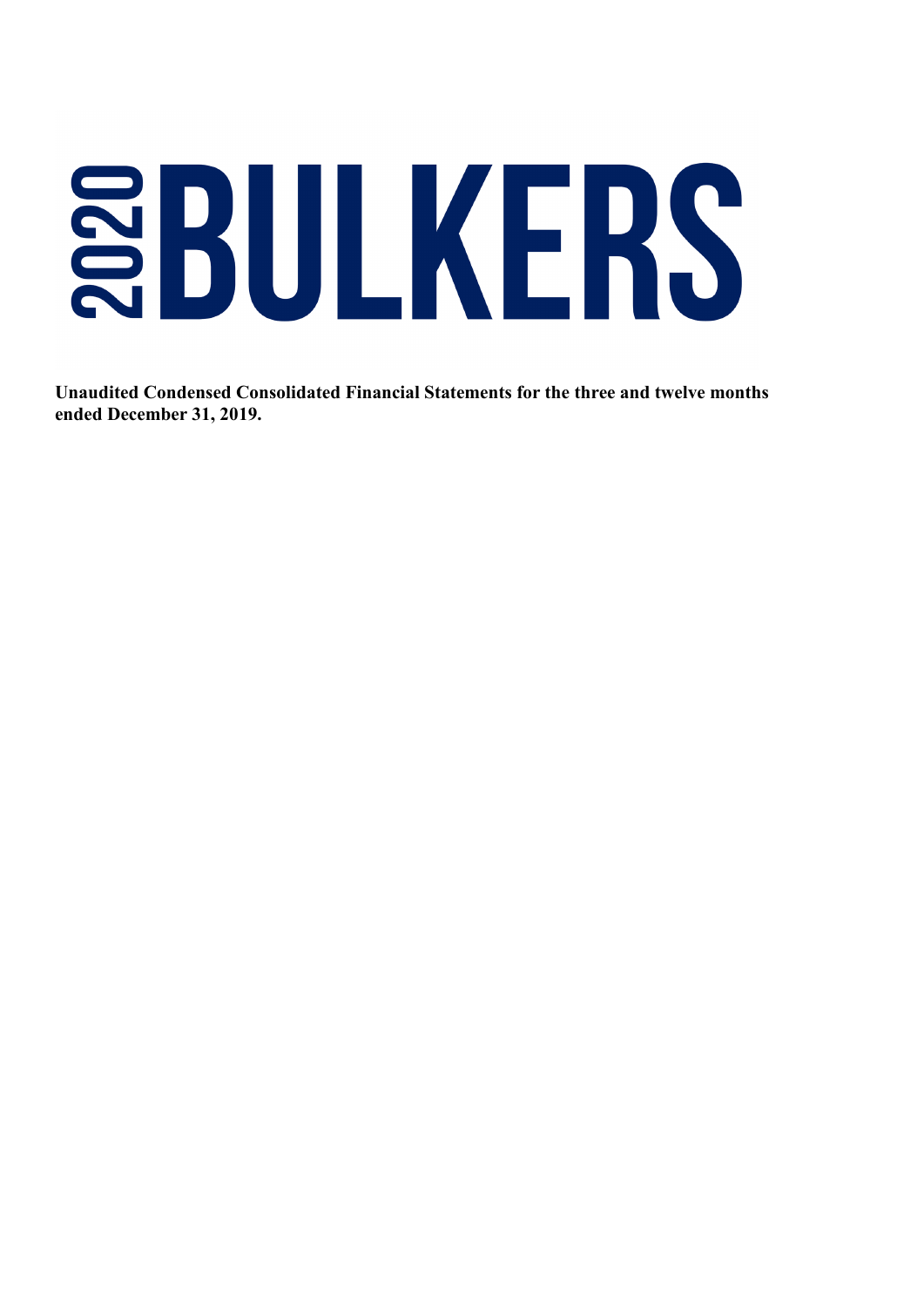# 2020 BULKERS

**Unaudited Condensed Consolidated Financial Statements for the three and twelve months ended December 31, 2019.**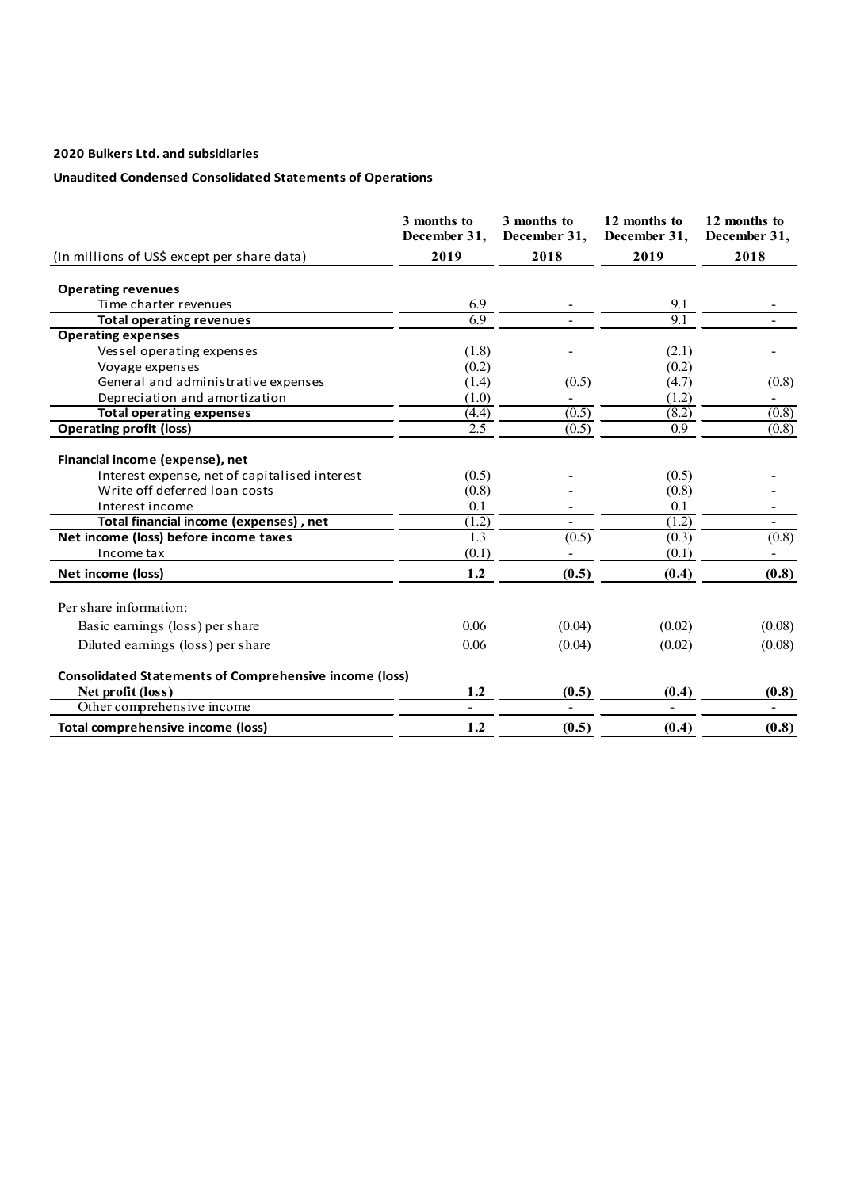**2020 Bulkers Ltd. and subsidiaries**

**Unaudited Condensed Consolidated Statements of Operations**

| (In millions of US$ except per share data) | 3 months to December 31, 2019 | 3 months to December 31, 2018 | 12 months to December 31, 2019 | 12 months to December 31, 2018 |
|---|---|---|---|---|
| **Operating revenues** | | | | |
| Time charter revenues | 6.9 | - | 9.1 | - |
| **Total operating revenues** | 6.9 | - | 9.1 | - |
| **Operating expenses** | | | | |
| Vessel operating expenses | (1.8) | - | (2.1) | - |
| Voyage expenses | (0.2) | | (0.2) | |
| General and administrative expenses | (1.4) | (0.5) | (4.7) | (0.8) |
| Depreciation and amortization | (1.0) | - | (1.2) | - |
| **Total operating expenses** | (4.4) | (0.5) | (8.2) | (0.8) |
| **Operating profit (loss)** | 2.5 | (0.5) | 0.9 | (0.8) |
| | | | | |
| **Financial income (expense), net** | | | | |
| Interest expense, net of capitalised interest | (0.5) | - | (0.5) | - |
| Write off deferred loan costs | (0.8) | - | (0.8) | - |
| Interest income | 0.1 | - | 0.1 | - |
| **Total financial income (expenses) , net** | (1.2) | - | (1.2) | - |
| **Net income (loss) before income taxes** | 1.3 | (0.5) | (0.3) | (0.8) |
| Income tax | (0.1) | - | (0.1) | - |
| **Net income (loss)** | **1.2** | **(0.5)** | **(0.4)** | **(0.8)** |
| | | | | |
| Per share information: | | | | |
| Basic earnings (loss) per share | 0.06 | (0.04) | (0.02) | (0.08) |
| Diluted earnings (loss) per share | 0.06 | (0.04) | (0.02) | (0.08) |
| | | | | |
| **Consolidated Statements of Comprehensive income (loss)** | | | | |
| **Net profit (loss)** | **1.2** | **(0.5)** | **(0.4)** | **(0.8)** |
| Other comprehensive income | - | - | - | - |
| **Total comprehensive income (loss)** | **1.2** | **(0.5)** | **(0.4)** | **(0.8)** |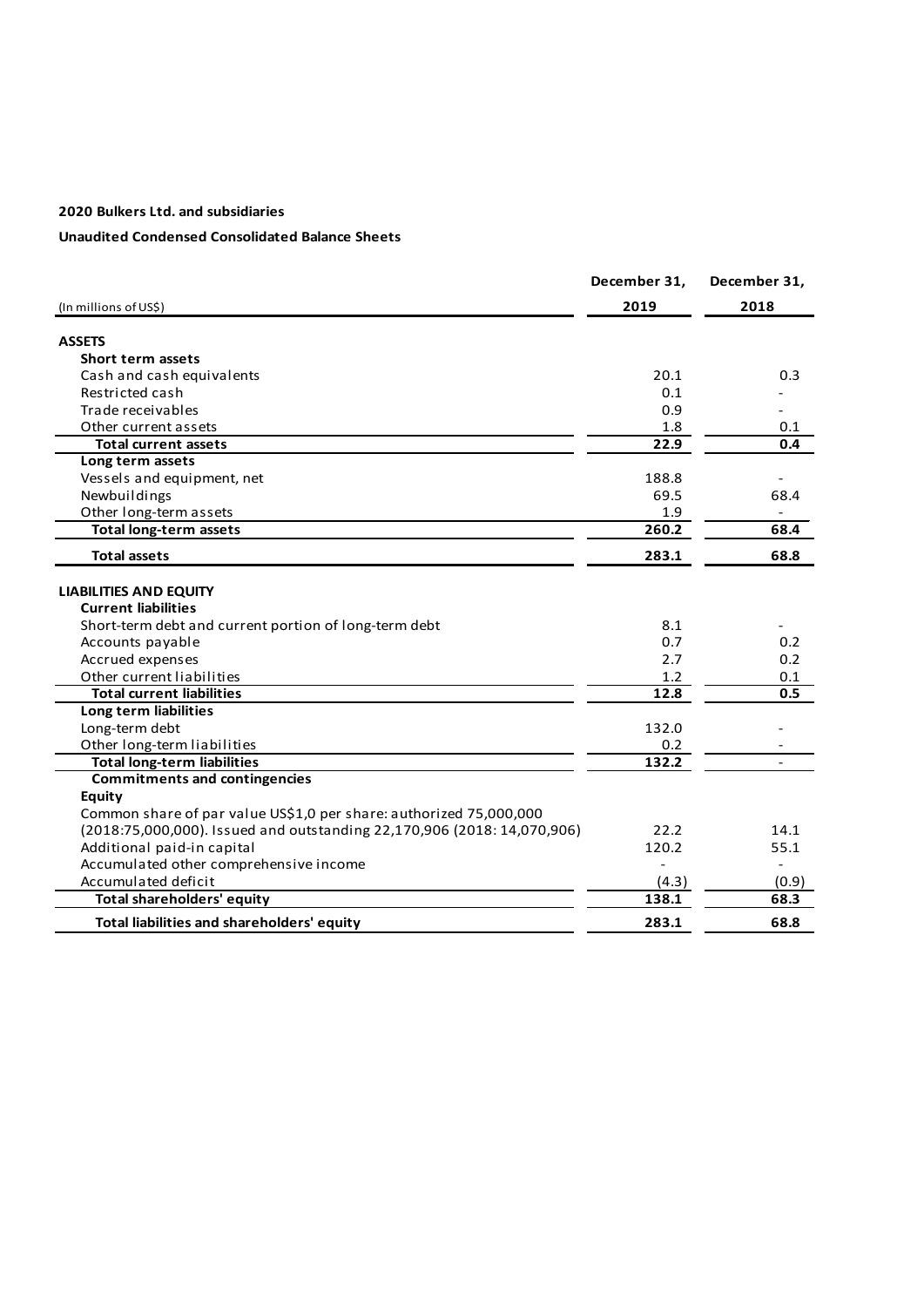**2020 Bulkers Ltd. and subsidiaries**

**Unaudited Condensed Consolidated Balance Sheets**

| (In millions of US$) | December 31, 2019 | December 31, 2018 |
|---|---|---|
| **ASSETS** | | |
| **Short term assets** | | |
| Cash and cash equivalents | 20.1 | 0.3 |
| Restricted cash | 0.1 | - |
| Trade receivables | 0.9 | - |
| Other current assets | 1.8 | 0.1 |
| **Total current assets** | **22.9** | **0.4** |
| **Long term assets** | | |
| Vessels and equipment, net | 188.8 | - |
| Newbuildings | 69.5 | 68.4 |
| Other long-term assets | 1.9 | - |
| **Total long-term assets** | **260.2** | **68.4** |
| **Total assets** | **283.1** | **68.8** |
| **LIABILITIES AND EQUITY** | | |
| **Current liabilities** | | |
| Short-term debt and current portion of long-term debt | 8.1 | - |
| Accounts payable | 0.7 | 0.2 |
| Accrued expenses | 2.7 | 0.2 |
| Other current liabilities | 1.2 | 0.1 |
| **Total current liabilities** | **12.8** | **0.5** |
| **Long term liabilities** | | |
| Long-term debt | 132.0 | - |
| Other long-term liabilities | 0.2 | - |
| **Total long-term liabilities** | **132.2** | - |
| **Commitments and contingencies** | | |
| **Equity** | | |
| Common share of par value US$1,0 per share: authorized 75,000,000 (2018:75,000,000). Issued and outstanding 22,170,906 (2018: 14,070,906) | 22.2 | 14.1 |
| Additional paid-in capital | 120.2 | 55.1 |
| Accumulated other comprehensive income | - | - |
| Accumulated deficit | (4.3) | (0.9) |
| **Total shareholders' equity** | **138.1** | **68.3** |
| **Total liabilities and shareholders' equity** | **283.1** | **68.8** |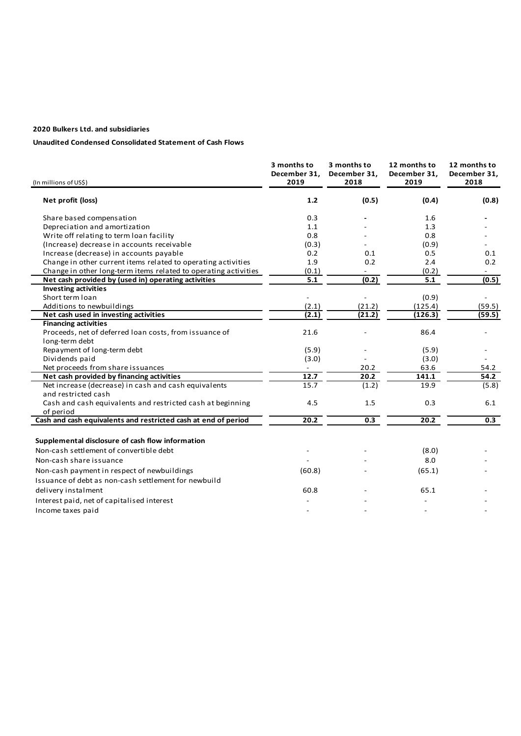**2020 Bulkers Ltd. and subsidiaries**

**Unaudited Condensed Consolidated Statement of Cash Flows**

| (In millions of US$) | 3 months to December 31, 2019 | 3 months to December 31, 2018 | 12 months to December 31, 2019 | 12 months to December 31, 2018 |
|---|---|---|---|---|
| **Net profit (loss)** | **1.2** | **(0.5)** | **(0.4)** | **(0.8)** |
| Share based compensation | 0.3 | - | 1.6 | - |
| Depreciation and amortization | 1.1 | - | 1.3 | - |
| Write off relating to term loan facility | 0.8 | - | 0.8 | - |
| (Increase) decrease in accounts receivable | (0.3) | - | (0.9) | - |
| Increase (decrease) in accounts payable | 0.2 | 0.1 | 0.5 | 0.1 |
| Change in other current items related to operating activities | 1.9 | 0.2 | 2.4 | 0.2 |
| Change in other long-term items related to operating activities | (0.1) | - | (0.2) | - |
| **Net cash provided by (used in) operating activities** | **5.1** | **(0.2)** | **5.1** | **(0.5)** |
| **Investing activities** | | | | |
| Short term loan | - | - | (0.9) | - |
| Additions to newbuildings | (2.1) | (21.2) | (125.4) | (59.5) |
| **Net cash used in investing activities** | **(2.1)** | **(21.2)** | **(126.3)** | **(59.5)** |
| **Financing activities** | | | | |
| Proceeds, net of deferred loan costs, from issuance of long-term debt | 21.6 | - | 86.4 | - |
| Repayment of long-term debt | (5.9) | - | (5.9) | - |
| Dividends paid | (3.0) | - | (3.0) | - |
| Net proceeds from share issuances | - | 20.2 | 63.6 | 54.2 |
| **Net cash provided by financing activities** | **12.7** | **20.2** | **141.1** | **54.2** |
| Net increase (decrease) in cash and cash equivalents and restricted cash | 15.7 | (1.2) | 19.9 | (5.8) |
| Cash and cash equivalents and restricted cash at beginning of period | 4.5 | 1.5 | 0.3 | 6.1 |
| **Cash and cash equivalents and restricted cash at end of period** | **20.2** | **0.3** | **20.2** | **0.3** |

**Supplemental disclosure of cash flow information**

| | | | | |
|---|---|---|---|---|
| Non-cash settlement of convertible debt | - | - | (8.0) | - |
| Non-cash share issuance | - | - | 8.0 | - |
| Non-cash payment in respect of newbuildings | (60.8) | - | (65.1) | - |
| Issuance of debt as non-cash settlement for newbuild delivery instalment | 60.8 | - | 65.1 | - |
| Interest paid, net of capitalised interest | - | - | - | - |
| Income taxes paid | - | - | - | - |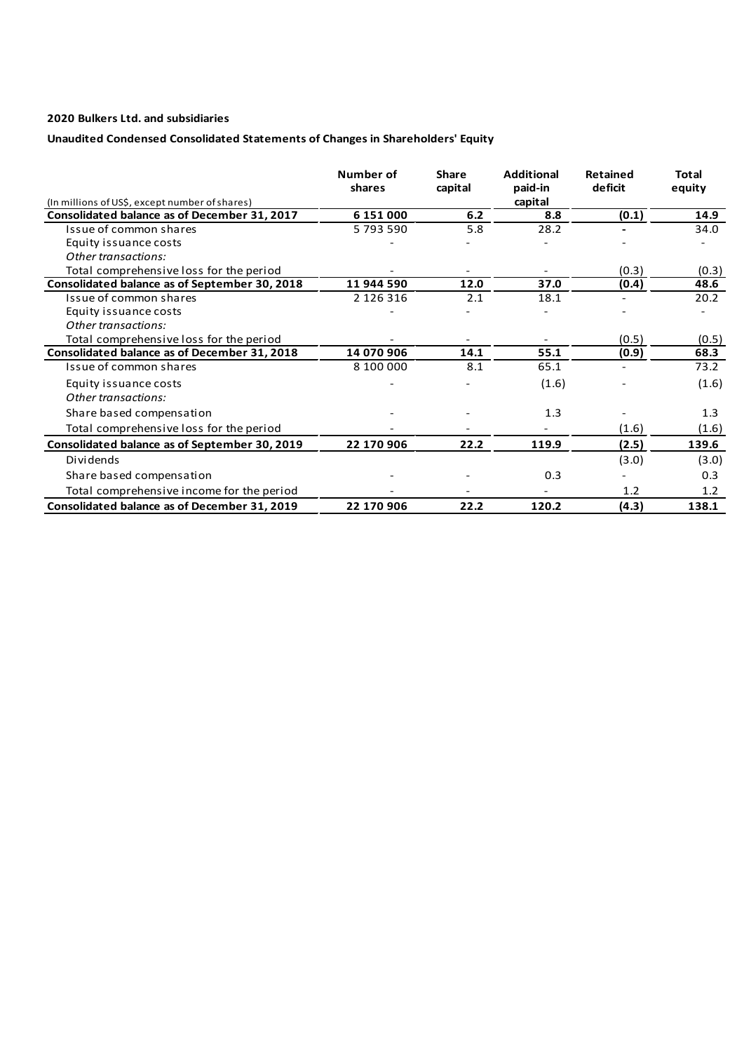**2020 Bulkers Ltd. and subsidiaries**

**Unaudited Condensed Consolidated Statements of Changes in Shareholders' Equity**

| (In millions of US$, except number of shares) | Number of shares | Share capital | Additional paid-in capital | Retained deficit | Total equity |
|---|---|---|---|---|---|
| **Consolidated balance as of December 31, 2017** | **6 151 000** | **6.2** | **8.8** | **(0.1)** | **14.9** |
| Issue of common shares | 5 793 590 | 5.8 | 28.2 | - | 34.0 |
| Equity issuance costs | - | - | - | - | - |
| *Other transactions:* | | | | | |
| Total comprehensive loss for the period | - | - | - | (0.3) | (0.3) |
| **Consolidated balance as of September 30, 2018** | **11 944 590** | **12.0** | **37.0** | **(0.4)** | **48.6** |
| Issue of common shares | 2 126 316 | 2.1 | 18.1 | - | 20.2 |
| Equity issuance costs | - | - | - | - | - |
| *Other transactions:* | | | | | |
| Total comprehensive loss for the period | - | - | - | (0.5) | (0.5) |
| **Consolidated balance as of December 31, 2018** | **14 070 906** | **14.1** | **55.1** | **(0.9)** | **68.3** |
| Issue of common shares | 8 100 000 | 8.1 | 65.1 | - | 73.2 |
| Equity issuance costs | - | - | (1.6) | - | (1.6) |
| *Other transactions:* | | | | | |
| Share based compensation | - | - | 1.3 | - | 1.3 |
| Total comprehensive loss for the period | - | - | - | (1.6) | (1.6) |
| **Consolidated balance as of September 30, 2019** | **22 170 906** | **22.2** | **119.9** | **(2.5)** | **139.6** |
| Dividends | | | | (3.0) | (3.0) |
| Share based compensation | - | - | 0.3 | - | 0.3 |
| Total comprehensive income for the period | - | - | - | 1.2 | 1.2 |
| **Consolidated balance as of December 31, 2019** | **22 170 906** | **22.2** | **120.2** | **(4.3)** | **138.1** |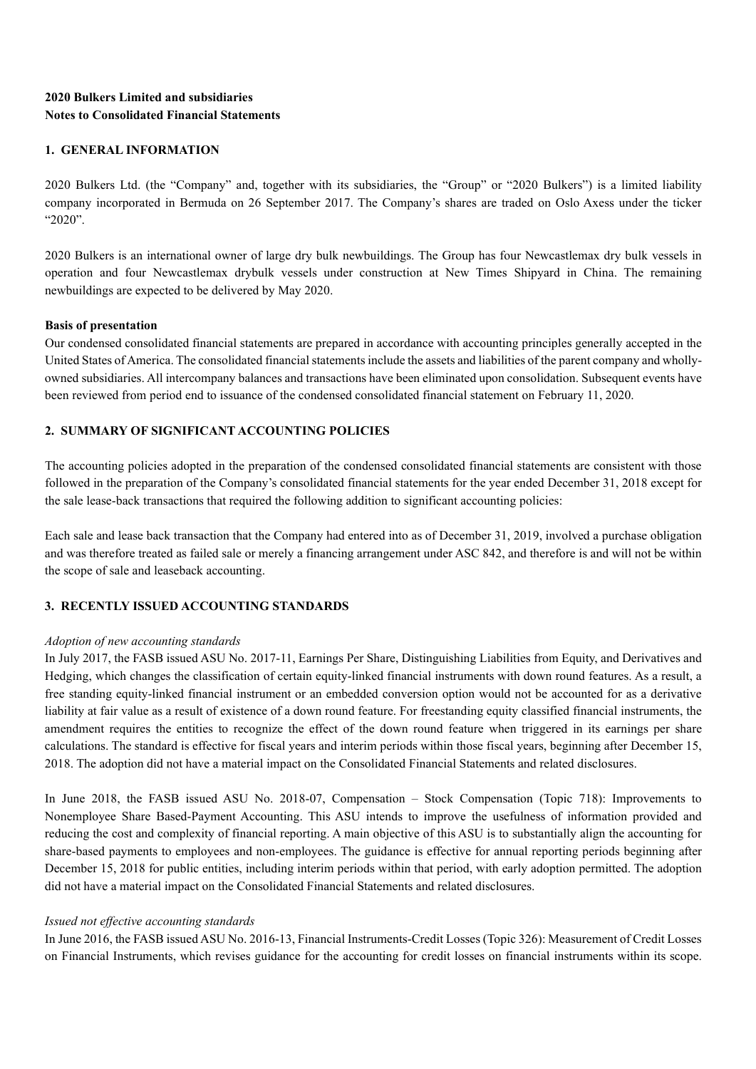**2020 Bulkers Limited and subsidiaries**
**Notes to Consolidated Financial Statements**

## 1. GENERAL INFORMATION

2020 Bulkers Ltd. (the "Company" and, together with its subsidiaries, the "Group" or "2020 Bulkers") is a limited liability company incorporated in Bermuda on 26 September 2017. The Company's shares are traded on Oslo Axess under the ticker "2020".

2020 Bulkers is an international owner of large dry bulk newbuildings. The Group has four Newcastlemax dry bulk vessels in operation and four Newcastlemax drybulk vessels under construction at New Times Shipyard in China. The remaining newbuildings are expected to be delivered by May 2020.

**Basis of presentation**

Our condensed consolidated financial statements are prepared in accordance with accounting principles generally accepted in the United States of America. The consolidated financial statements include the assets and liabilities of the parent company and wholly-owned subsidiaries. All intercompany balances and transactions have been eliminated upon consolidation. Subsequent events have been reviewed from period end to issuance of the condensed consolidated financial statement on February 11, 2020.

## 2. SUMMARY OF SIGNIFICANT ACCOUNTING POLICIES

The accounting policies adopted in the preparation of the condensed consolidated financial statements are consistent with those followed in the preparation of the Company's consolidated financial statements for the year ended December 31, 2018 except for the sale lease-back transactions that required the following addition to significant accounting policies:

Each sale and lease back transaction that the Company had entered into as of December 31, 2019, involved a purchase obligation and was therefore treated as failed sale or merely a financing arrangement under ASC 842, and therefore is and will not be within the scope of sale and leaseback accounting.

## 3. RECENTLY ISSUED ACCOUNTING STANDARDS

*Adoption of new accounting standards*

In July 2017, the FASB issued ASU No. 2017-11, Earnings Per Share, Distinguishing Liabilities from Equity, and Derivatives and Hedging, which changes the classification of certain equity-linked financial instruments with down round features. As a result, a free standing equity-linked financial instrument or an embedded conversion option would not be accounted for as a derivative liability at fair value as a result of existence of a down round feature. For freestanding equity classified financial instruments, the amendment requires the entities to recognize the effect of the down round feature when triggered in its earnings per share calculations. The standard is effective for fiscal years and interim periods within those fiscal years, beginning after December 15, 2018. The adoption did not have a material impact on the Consolidated Financial Statements and related disclosures.

In June 2018, the FASB issued ASU No. 2018-07, Compensation – Stock Compensation (Topic 718): Improvements to Nonemployee Share Based-Payment Accounting. This ASU intends to improve the usefulness of information provided and reducing the cost and complexity of financial reporting. A main objective of this ASU is to substantially align the accounting for share-based payments to employees and non-employees. The guidance is effective for annual reporting periods beginning after December 15, 2018 for public entities, including interim periods within that period, with early adoption permitted. The adoption did not have a material impact on the Consolidated Financial Statements and related disclosures.

*Issued not effective accounting standards*

In June 2016, the FASB issued ASU No. 2016-13, Financial Instruments-Credit Losses (Topic 326): Measurement of Credit Losses on Financial Instruments, which revises guidance for the accounting for credit losses on financial instruments within its scope.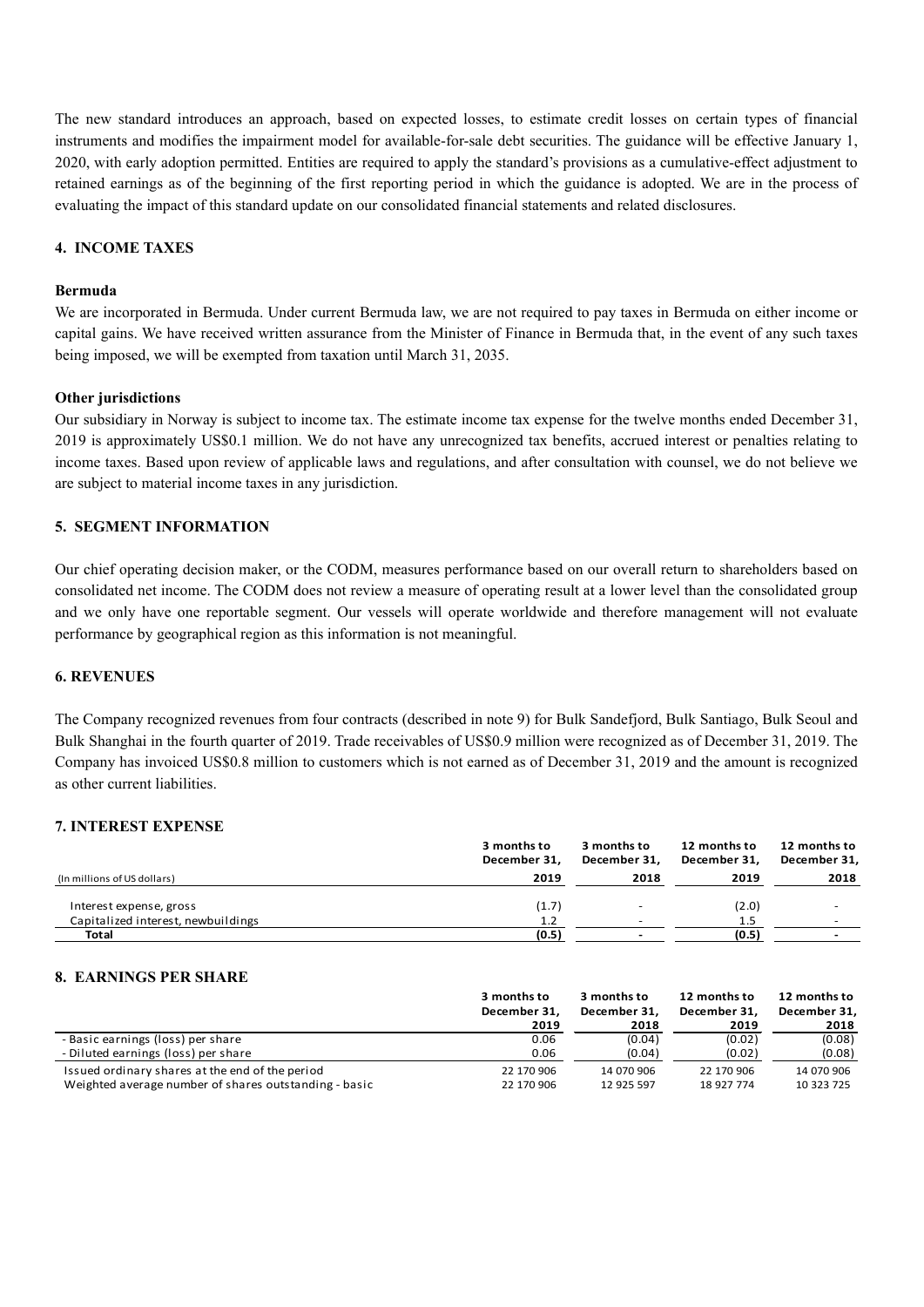The new standard introduces an approach, based on expected losses, to estimate credit losses on certain types of financial instruments and modifies the impairment model for available-for-sale debt securities. The guidance will be effective January 1, 2020, with early adoption permitted. Entities are required to apply the standard's provisions as a cumulative-effect adjustment to retained earnings as of the beginning of the first reporting period in which the guidance is adopted. We are in the process of evaluating the impact of this standard update on our consolidated financial statements and related disclosures.

## 4. INCOME TAXES

**Bermuda**

We are incorporated in Bermuda. Under current Bermuda law, we are not required to pay taxes in Bermuda on either income or capital gains. We have received written assurance from the Minister of Finance in Bermuda that, in the event of any such taxes being imposed, we will be exempted from taxation until March 31, 2035.

**Other jurisdictions**

Our subsidiary in Norway is subject to income tax. The estimate income tax expense for the twelve months ended December 31, 2019 is approximately US$0.1 million. We do not have any unrecognized tax benefits, accrued interest or penalties relating to income taxes. Based upon review of applicable laws and regulations, and after consultation with counsel, we do not believe we are subject to material income taxes in any jurisdiction.

## 5. SEGMENT INFORMATION

Our chief operating decision maker, or the CODM, measures performance based on our overall return to shareholders based on consolidated net income. The CODM does not review a measure of operating result at a lower level than the consolidated group and we only have one reportable segment. Our vessels will operate worldwide and therefore management will not evaluate performance by geographical region as this information is not meaningful.

## 6. REVENUES

The Company recognized revenues from four contracts (described in note 9) for Bulk Sandefjord, Bulk Santiago, Bulk Seoul and Bulk Shanghai in the fourth quarter of 2019. Trade receivables of US$0.9 million were recognized as of December 31, 2019. The Company has invoiced US$0.8 million to customers which is not earned as of December 31, 2019 and the amount is recognized as other current liabilities.

## 7. INTEREST EXPENSE

| (In millions of US dollars) | 3 months to December 31, 2019 | 3 months to December 31, 2018 | 12 months to December 31, 2019 | 12 months to December 31, 2018 |
|---|---|---|---|---|
| Interest expense, gross | (1.7) | - | (2.0) | - |
| Capitalized interest, newbuildings | 1.2 | - | 1.5 | - |
| **Total** | **(0.5)** | **-** | **(0.5)** | **-** |

## 8. EARNINGS PER SHARE

| | 3 months to December 31, 2019 | 3 months to December 31, 2018 | 12 months to December 31, 2019 | 12 months to December 31, 2018 |
|---|---|---|---|---|
| - Basic earnings (loss) per share | 0.06 | (0.04) | (0.02) | (0.08) |
| - Diluted earnings (loss) per share | 0.06 | (0.04) | (0.02) | (0.08) |
| Issued ordinary shares at the end of the period | 22 170 906 | 14 070 906 | 22 170 906 | 14 070 906 |
| Weighted average number of shares outstanding - basic | 22 170 906 | 12 925 597 | 18 927 774 | 10 323 725 |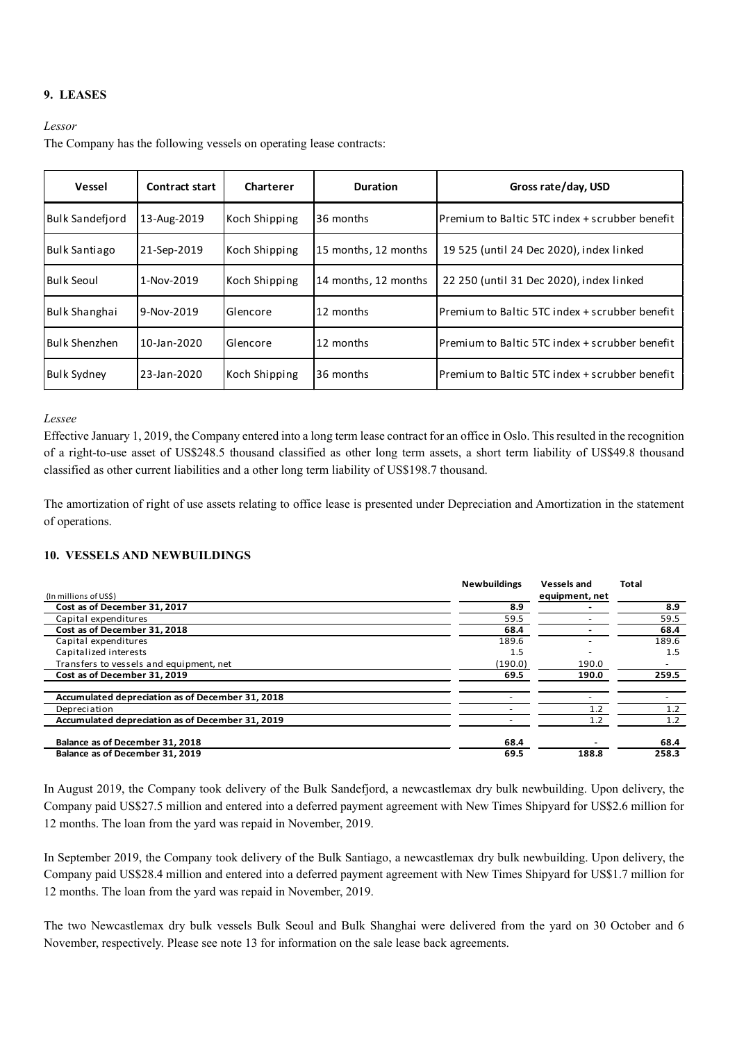## 9. LEASES

*Lessor*

The Company has the following vessels on operating lease contracts:

| Vessel | Contract start | Charterer | Duration | Gross rate/day, USD |
|---|---|---|---|---|
| Bulk Sandefjord | 13-Aug-2019 | Koch Shipping | 36 months | Premium to Baltic 5TC index + scrubber benefit |
| Bulk Santiago | 21-Sep-2019 | Koch Shipping | 15 months, 12 months | 19 525 (until 24 Dec 2020), index linked |
| Bulk Seoul | 1-Nov-2019 | Koch Shipping | 14 months, 12 months | 22 250 (until 31 Dec 2020), index linked |
| Bulk Shanghai | 9-Nov-2019 | Glencore | 12 months | Premium to Baltic 5TC index + scrubber benefit |
| Bulk Shenzhen | 10-Jan-2020 | Glencore | 12 months | Premium to Baltic 5TC index + scrubber benefit |
| Bulk Sydney | 23-Jan-2020 | Koch Shipping | 36 months | Premium to Baltic 5TC index + scrubber benefit |

*Lessee*

Effective January 1, 2019, the Company entered into a long term lease contract for an office in Oslo. This resulted in the recognition of a right-to-use asset of US$248.5 thousand classified as other long term assets, a short term liability of US$49.8 thousand classified as other current liabilities and a other long term liability of US$198.7 thousand.

The amortization of right of use assets relating to office lease is presented under Depreciation and Amortization in the statement of operations.

## 10. VESSELS AND NEWBUILDINGS

| (In millions of US$) | Newbuildings | Vessels and equipment, net | Total |
|---|---|---|---|
| **Cost as of December 31, 2017** | **8.9** | **-** | **8.9** |
| Capital expenditures | 59.5 | - | 59.5 |
| **Cost as of December 31, 2018** | **68.4** | **-** | **68.4** |
| Capital expenditures | 189.6 | - | 189.6 |
| Capitalized interests | 1.5 | - | 1.5 |
| Transfers to vessels and equipment, net | (190.0) | 190.0 | - |
| **Cost as of December 31, 2019** | **69.5** | **190.0** | **259.5** |
| | | | |
| **Accumulated depreciation as of December 31, 2018** | - | - | - |
| Depreciation | - | 1.2 | 1.2 |
| **Accumulated depreciation as of December 31, 2019** | - | 1.2 | 1.2 |
| | | | |
| **Balance as of December 31, 2018** | **68.4** | **-** | **68.4** |
| **Balance as of December 31, 2019** | **69.5** | **188.8** | **258.3** |

In August 2019, the Company took delivery of the Bulk Sandefjord, a newcastlemax dry bulk newbuilding. Upon delivery, the Company paid US$27.5 million and entered into a deferred payment agreement with New Times Shipyard for US$2.6 million for 12 months. The loan from the yard was repaid in November, 2019.

In September 2019, the Company took delivery of the Bulk Santiago, a newcastlemax dry bulk newbuilding. Upon delivery, the Company paid US$28.4 million and entered into a deferred payment agreement with New Times Shipyard for US$1.7 million for 12 months. The loan from the yard was repaid in November, 2019.

The two Newcastlemax dry bulk vessels Bulk Seoul and Bulk Shanghai were delivered from the yard on 30 October and 6 November, respectively. Please see note 13 for information on the sale lease back agreements.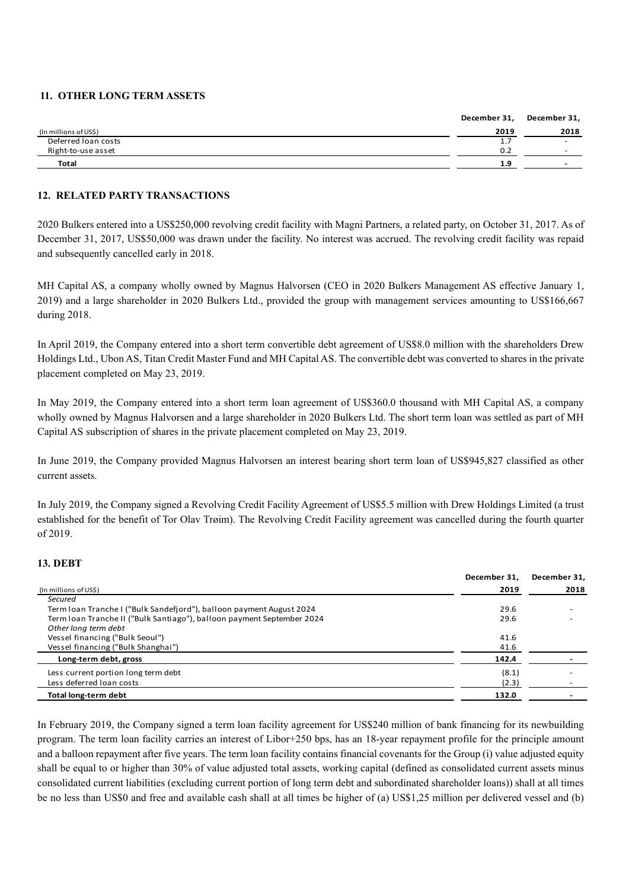## 11. OTHER LONG TERM ASSETS

| (In millions of US$) | December 31, 2019 | December 31, 2018 |
|---|---|---|
| Deferred loan costs | 1.7 | - |
| Right-to-use asset | 0.2 | - |
| **Total** | **1.9** | **-** |

## 12. RELATED PARTY TRANSACTIONS

2020 Bulkers entered into a US$250,000 revolving credit facility with Magni Partners, a related party, on October 31, 2017. As of December 31, 2017, US$50,000 was drawn under the facility. No interest was accrued. The revolving credit facility was repaid and subsequently cancelled early in 2018.

MH Capital AS, a company wholly owned by Magnus Halvorsen (CEO in 2020 Bulkers Management AS effective January 1, 2019) and a large shareholder in 2020 Bulkers Ltd., provided the group with management services amounting to US$166,667 during 2018.

In April 2019, the Company entered into a short term convertible debt agreement of US$8.0 million with the shareholders Drew Holdings Ltd., Ubon AS, Titan Credit Master Fund and MH Capital AS. The convertible debt was converted to shares in the private placement completed on May 23, 2019.

In May 2019, the Company entered into a short term loan agreement of US$360.0 thousand with MH Capital AS, a company wholly owned by Magnus Halvorsen and a large shareholder in 2020 Bulkers Ltd. The short term loan was settled as part of MH Capital AS subscription of shares in the private placement completed on May 23, 2019.

In June 2019, the Company provided Magnus Halvorsen an interest bearing short term loan of US$945,827 classified as other current assets.

In July 2019, the Company signed a Revolving Credit Facility Agreement of US$5.5 million with Drew Holdings Limited (a trust established for the benefit of Tor Olav Trøim). The Revolving Credit Facility agreement was cancelled during the fourth quarter of 2019.

## 13. DEBT

| (In millions of US$) | December 31, 2019 | December 31, 2018 |
|---|---|---|
| *Secured* | | |
| Term loan Tranche I ("Bulk Sandefjord"), balloon payment August 2024 | 29.6 | - |
| Term loan Tranche II ("Bulk Santiago"), balloon payment September 2024 | 29.6 | - |
| *Other long term debt* | | |
| Vessel financing ("Bulk Seoul") | 41.6 | |
| Vessel financing ("Bulk Shanghai") | 41.6 | |
| **Long-term debt, gross** | **142.4** | **-** |
| Less current portion long term debt | (8.1) | - |
| Less deferred loan costs | (2.3) | - |
| **Total long-term debt** | **132.0** | **-** |

In February 2019, the Company signed a term loan facility agreement for US$240 million of bank financing for its newbuilding program. The term loan facility carries an interest of Libor+250 bps, has an 18-year repayment profile for the principle amount and a balloon repayment after five years. The term loan facility contains financial covenants for the Group (i) value adjusted equity shall be equal to or higher than 30% of value adjusted total assets, working capital (defined as consolidated current assets minus consolidated current liabilities (excluding current portion of long term debt and subordinated shareholder loans)) shall at all times be no less than US$0 and free and available cash shall at all times be higher of (a) US$1,25 million per delivered vessel and (b)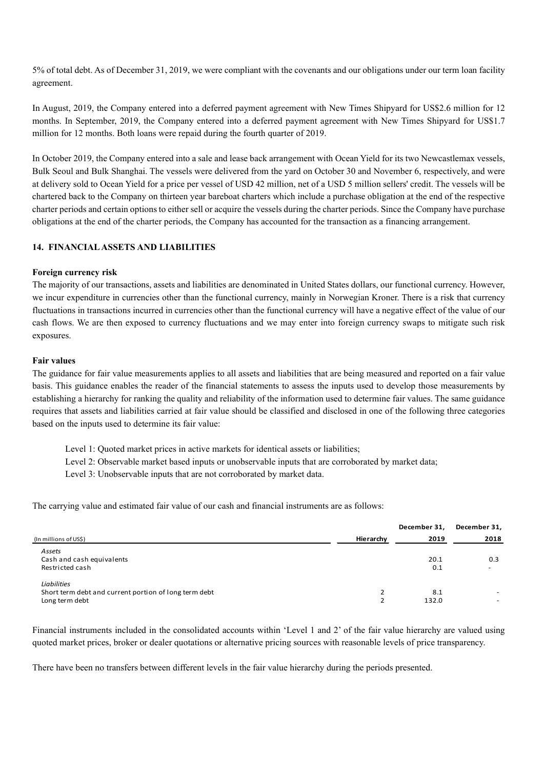5% of total debt. As of December 31, 2019, we were compliant with the covenants and our obligations under our term loan facility agreement.

In August, 2019, the Company entered into a deferred payment agreement with New Times Shipyard for US$2.6 million for 12 months. In September, 2019, the Company entered into a deferred payment agreement with New Times Shipyard for US$1.7 million for 12 months. Both loans were repaid during the fourth quarter of 2019.

In October 2019, the Company entered into a sale and lease back arrangement with Ocean Yield for its two Newcastlemax vessels, Bulk Seoul and Bulk Shanghai. The vessels were delivered from the yard on October 30 and November 6, respectively, and were at delivery sold to Ocean Yield for a price per vessel of USD 42 million, net of a USD 5 million sellers' credit. The vessels will be chartered back to the Company on thirteen year bareboat charters which include a purchase obligation at the end of the respective charter periods and certain options to either sell or acquire the vessels during the charter periods. Since the Company have purchase obligations at the end of the charter periods, the Company has accounted for the transaction as a financing arrangement.

## 14. FINANCIAL ASSETS AND LIABILITIES

**Foreign currency risk**

The majority of our transactions, assets and liabilities are denominated in United States dollars, our functional currency. However, we incur expenditure in currencies other than the functional currency, mainly in Norwegian Kroner. There is a risk that currency fluctuations in transactions incurred in currencies other than the functional currency will have a negative effect of the value of our cash flows. We are then exposed to currency fluctuations and we may enter into foreign currency swaps to mitigate such risk exposures.

**Fair values**

The guidance for fair value measurements applies to all assets and liabilities that are being measured and reported on a fair value basis. This guidance enables the reader of the financial statements to assess the inputs used to develop those measurements by establishing a hierarchy for ranking the quality and reliability of the information used to determine fair values. The same guidance requires that assets and liabilities carried at fair value should be classified and disclosed in one of the following three categories based on the inputs used to determine its fair value:

Level 1: Quoted market prices in active markets for identical assets or liabilities;

Level 2: Observable market based inputs or unobservable inputs that are corroborated by market data;

Level 3: Unobservable inputs that are not corroborated by market data.

The carrying value and estimated fair value of our cash and financial instruments are as follows:

| (In millions of US$) | Hierarchy | December 31, 2019 | December 31, 2018 |
|---|---|---|---|
| *Assets* | | | |
| Cash and cash equivalents | | 20.1 | 0.3 |
| Restricted cash | | 0.1 | - |
| *Liabilities* | | | |
| Short term debt and current portion of long term debt | 2 | 8.1 | - |
| Long term debt | 2 | 132.0 | - |

Financial instruments included in the consolidated accounts within 'Level 1 and 2' of the fair value hierarchy are valued using quoted market prices, broker or dealer quotations or alternative pricing sources with reasonable levels of price transparency.

There have been no transfers between different levels in the fair value hierarchy during the periods presented.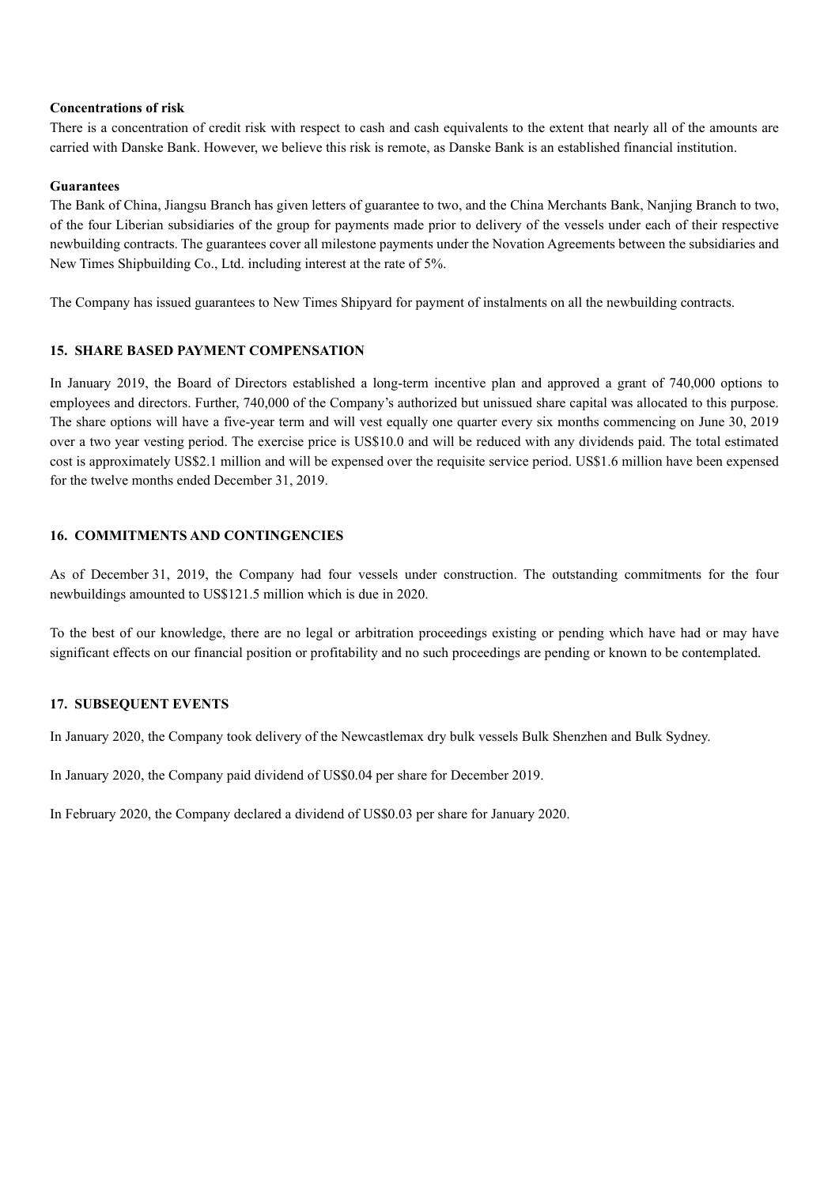**Concentrations of risk**

There is a concentration of credit risk with respect to cash and cash equivalents to the extent that nearly all of the amounts are carried with Danske Bank. However, we believe this risk is remote, as Danske Bank is an established financial institution.

**Guarantees**

The Bank of China, Jiangsu Branch has given letters of guarantee to two, and the China Merchants Bank, Nanjing Branch to two, of the four Liberian subsidiaries of the group for payments made prior to delivery of the vessels under each of their respective newbuilding contracts. The guarantees cover all milestone payments under the Novation Agreements between the subsidiaries and New Times Shipbuilding Co., Ltd. including interest at the rate of 5%.

The Company has issued guarantees to New Times Shipyard for payment of instalments on all the newbuilding contracts.

## 15. SHARE BASED PAYMENT COMPENSATION

In January 2019, the Board of Directors established a long-term incentive plan and approved a grant of 740,000 options to employees and directors. Further, 740,000 of the Company's authorized but unissued share capital was allocated to this purpose. The share options will have a five-year term and will vest equally one quarter every six months commencing on June 30, 2019 over a two year vesting period. The exercise price is US$10.0 and will be reduced with any dividends paid. The total estimated cost is approximately US$2.1 million and will be expensed over the requisite service period. US$1.6 million have been expensed for the twelve months ended December 31, 2019.

## 16. COMMITMENTS AND CONTINGENCIES

As of December 31, 2019, the Company had four vessels under construction. The outstanding commitments for the four newbuildings amounted to US$121.5 million which is due in 2020.

To the best of our knowledge, there are no legal or arbitration proceedings existing or pending which have had or may have significant effects on our financial position or profitability and no such proceedings are pending or known to be contemplated.

## 17. SUBSEQUENT EVENTS

In January 2020, the Company took delivery of the Newcastlemax dry bulk vessels Bulk Shenzhen and Bulk Sydney.

In January 2020, the Company paid dividend of US$0.04 per share for December 2019.

In February 2020, the Company declared a dividend of US$0.03 per share for January 2020.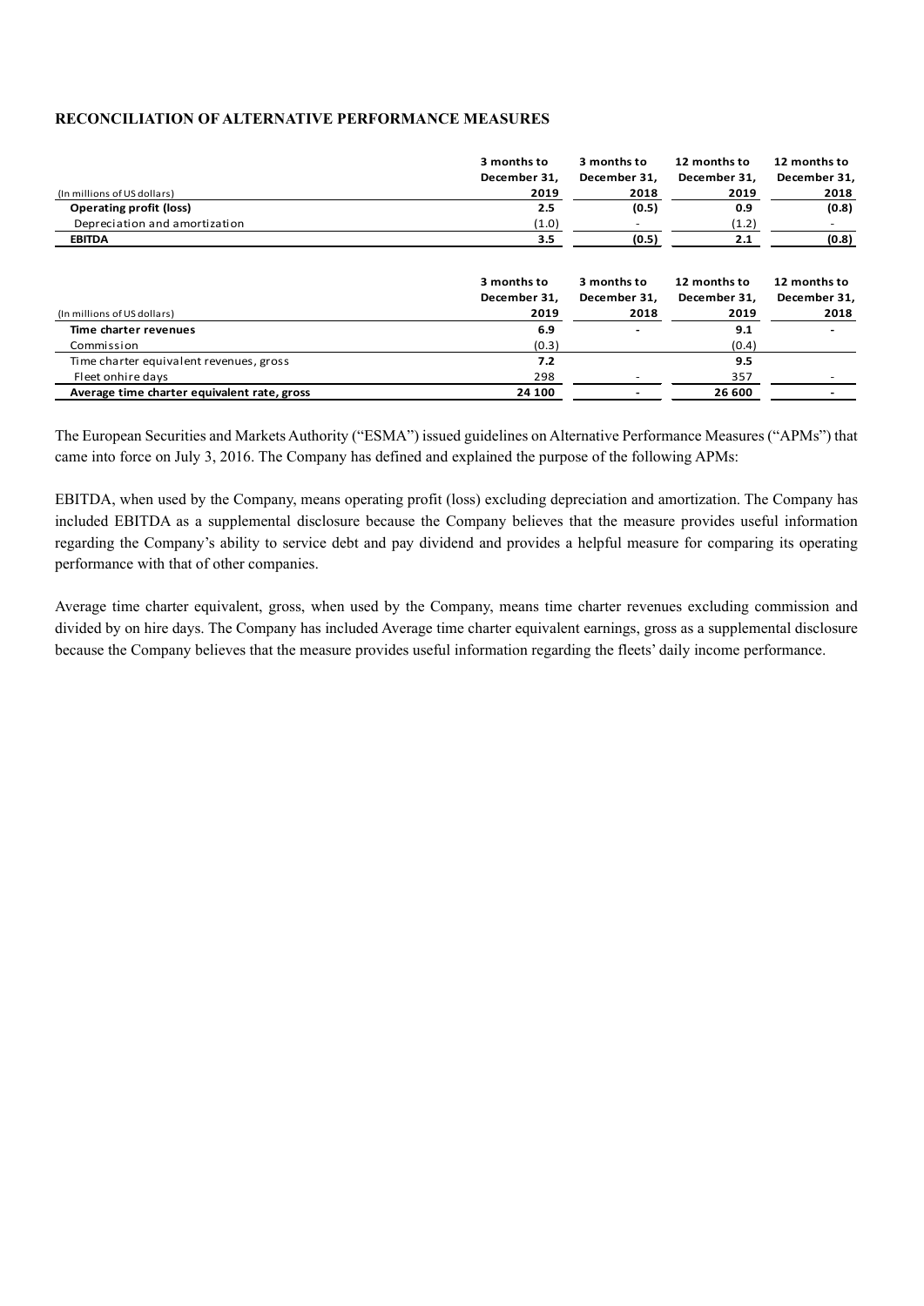**RECONCILIATION OF ALTERNATIVE PERFORMANCE MEASURES**

| (In millions of US dollars) | 3 months to December 31, 2019 | 3 months to December 31, 2018 | 12 months to December 31, 2019 | 12 months to December 31, 2018 |
|---|---|---|---|---|
| **Operating profit (loss)** | **2.5** | **(0.5)** | **0.9** | **(0.8)** |
| Depreciation and amortization | (1.0) | - | (1.2) | - |
| **EBITDA** | **3.5** | **(0.5)** | **2.1** | **(0.8)** |

| (In millions of US dollars) | 3 months to December 31, 2019 | 3 months to December 31, 2018 | 12 months to December 31, 2019 | 12 months to December 31, 2018 |
|---|---|---|---|---|
| **Time charter revenues** | **6.9** | **-** | **9.1** | **-** |
| Commission | (0.3) | | (0.4) | |
| Time charter equivalent revenues, gross | **7.2** | | **9.5** | |
| Fleet onhire days | 298 | - | 357 | - |
| **Average time charter equivalent rate, gross** | **24 100** | **-** | **26 600** | **-** |

The European Securities and Markets Authority ("ESMA") issued guidelines on Alternative Performance Measures ("APMs") that came into force on July 3, 2016. The Company has defined and explained the purpose of the following APMs:

EBITDA, when used by the Company, means operating profit (loss) excluding depreciation and amortization. The Company has included EBITDA as a supplemental disclosure because the Company believes that the measure provides useful information regarding the Company's ability to service debt and pay dividend and provides a helpful measure for comparing its operating performance with that of other companies.

Average time charter equivalent, gross, when used by the Company, means time charter revenues excluding commission and divided by on hire days. The Company has included Average time charter equivalent earnings, gross as a supplemental disclosure because the Company believes that the measure provides useful information regarding the fleets' daily income performance.